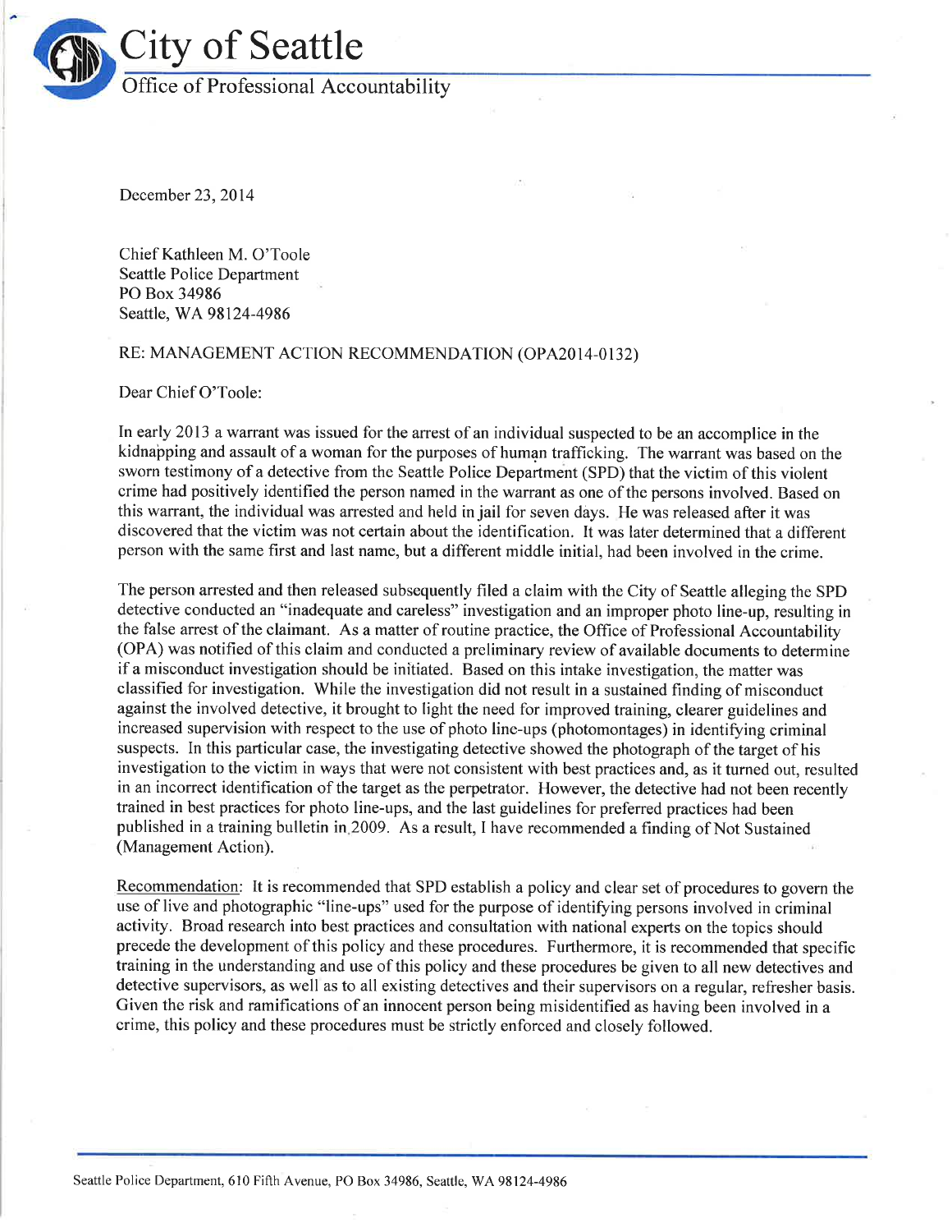# City of Seattle

## Office of Professional Accountability

December 23, 2014

Chief Kathleen M. O'Toole
Seattle Police Department
PO Box 34986
Seattle, WA 98124-4986

RE: MANAGEMENT ACTION RECOMMENDATION (OPA2014-0132)

Dear Chief O'Toole:

In early 2013 a warrant was issued for the arrest of an individual suspected to be an accomplice in the kidnapping and assault of a woman for the purposes of human trafficking. The warrant was based on the sworn testimony of a detective from the Seattle Police Department (SPD) that the victim of this violent crime had positively identified the person named in the warrant as one of the persons involved. Based on this warrant, the individual was arrested and held in jail for seven days. He was released after it was discovered that the victim was not certain about the identification. It was later determined that a different person with the same first and last name, but a different middle initial, had been involved in the crime.

The person arrested and then released subsequently filed a claim with the City of Seattle alleging the SPD detective conducted an "inadequate and careless" investigation and an improper photo line-up, resulting in the false arrest of the claimant. As a matter of routine practice, the Office of Professional Accountability (OPA) was notified of this claim and conducted a preliminary review of available documents to determine if a misconduct investigation should be initiated. Based on this intake investigation, the matter was classified for investigation. While the investigation did not result in a sustained finding of misconduct against the involved detective, it brought to light the need for improved training, clearer guidelines and increased supervision with respect to the use of photo line-ups (photomontages) in identifying criminal suspects. In this particular case, the investigating detective showed the photograph of the target of his investigation to the victim in ways that were not consistent with best practices and, as it turned out, resulted in an incorrect identification of the target as the perpetrator. However, the detective had not been recently trained in best practices for photo line-ups, and the last guidelines for preferred practices had been published in a training bulletin in 2009. As a result, I have recommended a finding of Not Sustained (Management Action).

Recommendation: It is recommended that SPD establish a policy and clear set of procedures to govern the use of live and photographic "line-ups" used for the purpose of identifying persons involved in criminal activity. Broad research into best practices and consultation with national experts on the topics should precede the development of this policy and these procedures. Furthermore, it is recommended that specific training in the understanding and use of this policy and these procedures be given to all new detectives and detective supervisors, as well as to all existing detectives and their supervisors on a regular, refresher basis. Given the risk and ramifications of an innocent person being misidentified as having been involved in a crime, this policy and these procedures must be strictly enforced and closely followed.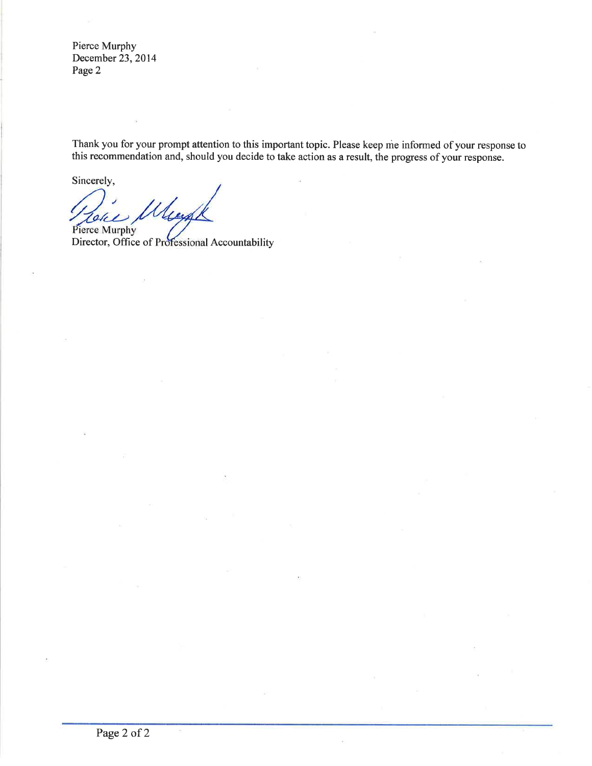Thank you for your prompt attention to this important topic. Please keep me informed of your response to this recommendation and, should you decide to take action as a result, the progress of your response.

Sincerely,

Pierce Murphy
Director, Office of Professional Accountability